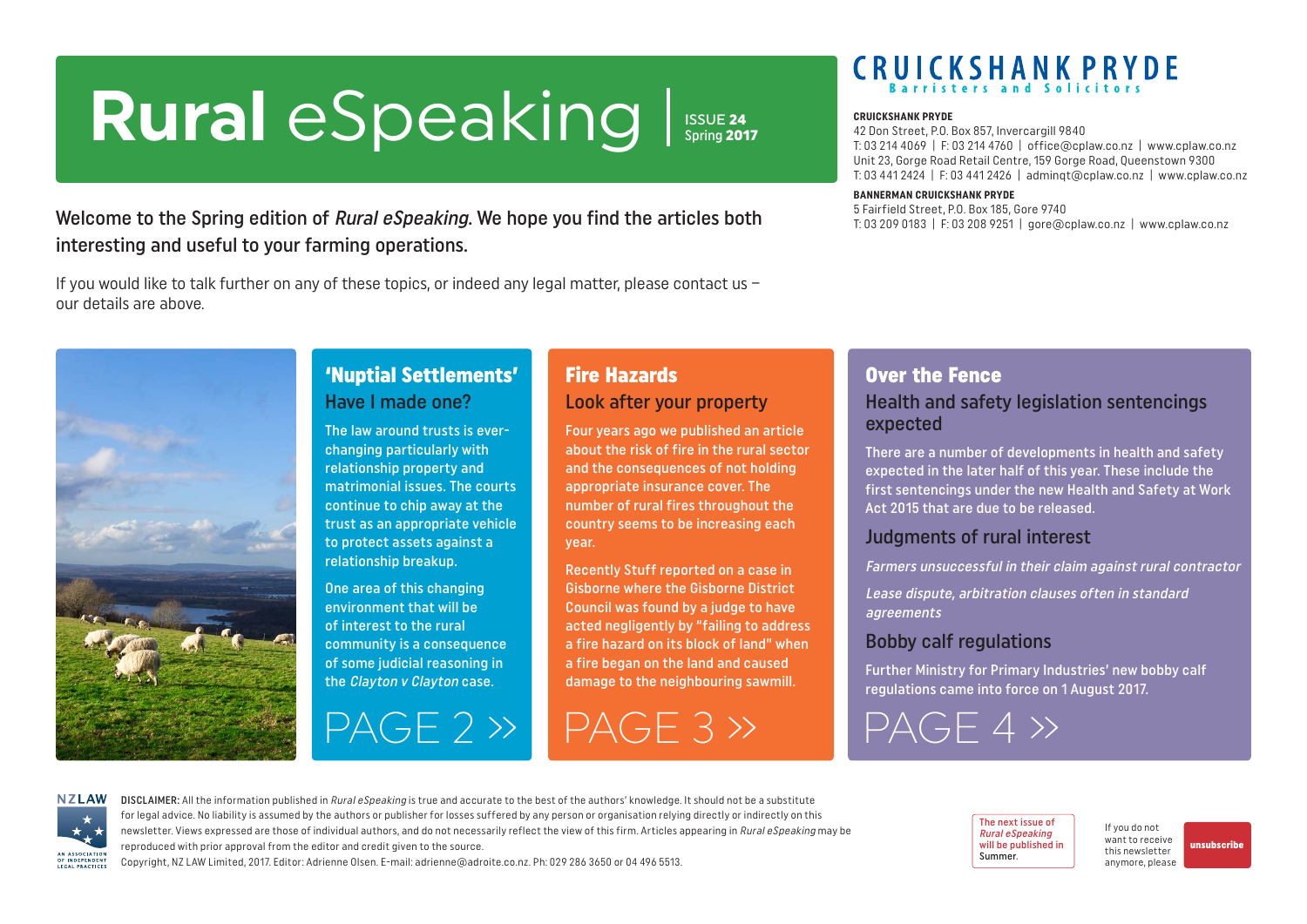# Rural eSpeaking

ISSUE **24**
Spring **2017**

**CRUICKSHANK PRYDE**
Barristers and Solicitors

**CRUICKSHANK PRYDE**
42 Don Street, P.O. Box 857, Invercargill 9840
T: 03 214 4069 | F: 03 214 4760 | office@cplaw.co.nz | www.cplaw.co.nz
Unit 23, Gorge Road Retail Centre, 159 Gorge Road, Queenstown 9300
T: 03 441 2424 | F: 03 441 2426 | adminqt@cplaw.co.nz | www.cplaw.co.nz

**BANNERMAN CRUICKSHANK PRYDE**
5 Fairfield Street, P.O. Box 185, Gore 9740
T: 03 209 0183 | F: 03 208 9251 | gore@cplaw.co.nz | www.cplaw.co.nz

Welcome to the Spring edition of *Rural eSpeaking*. We hope you find the articles both interesting and useful to your farming operations.

If you would like to talk further on any of these topics, or indeed any legal matter, please contact us – our details are above.

## 'Nuptial Settlements'

### Have I made one?

The law around trusts is ever-changing particularly with relationship property and matrimonial issues. The courts continue to chip away at the trust as an appropriate vehicle to protect assets against a relationship breakup.

One area of this changing environment that will be of interest to the rural community is a consequence of some judicial reasoning in the *Clayton v Clayton* case.

PAGE 2 »

## Fire Hazards

### Look after your property

Four years ago we published an article about the risk of fire in the rural sector and the consequences of not holding appropriate insurance cover. The number of rural fires throughout the country seems to be increasing each year.

Recently Stuff reported on a case in Gisborne where the Gisborne District Council was found by a judge to have acted negligently by "failing to address a fire hazard on its block of land" when a fire began on the land and caused damage to the neighbouring sawmill.

PAGE 3 »

## Over the Fence

### Health and safety legislation sentencings expected

There are a number of developments in health and safety expected in the later half of this year. These include the first sentencings under the new Health and Safety at Work Act 2015 that are due to be released.

### Judgments of rural interest

*Farmers unsuccessful in their claim against rural contractor*

*Lease dispute, arbitration clauses often in standard agreements*

### Bobby calf regulations

Further Ministry for Primary Industries' new bobby calf regulations came into force on 1 August 2017.

PAGE 4 »

NZLAW – AN ASSOCIATION OF INDEPENDENT LEGAL PRACTICES

**DISCLAIMER:** All the information published in *Rural eSpeaking* is true and accurate to the best of the authors' knowledge. It should not be a substitute for legal advice. No liability is assumed by the authors or publisher for losses suffered by any person or organisation relying directly or indirectly on this newsletter. Views expressed are those of individual authors, and do not necessarily reflect the view of this firm. Articles appearing in *Rural eSpeaking* may be reproduced with prior approval from the editor and credit given to the source.
Copyright, NZ LAW Limited, 2017. Editor: Adrienne Olsen. E-mail: adrienne@adroite.co.nz. Ph: 029 286 3650 or 04 496 5513.

The next issue of *Rural eSpeaking* will be published in Summer.

If you do not want to receive this newsletter anymore, please **unsubscribe**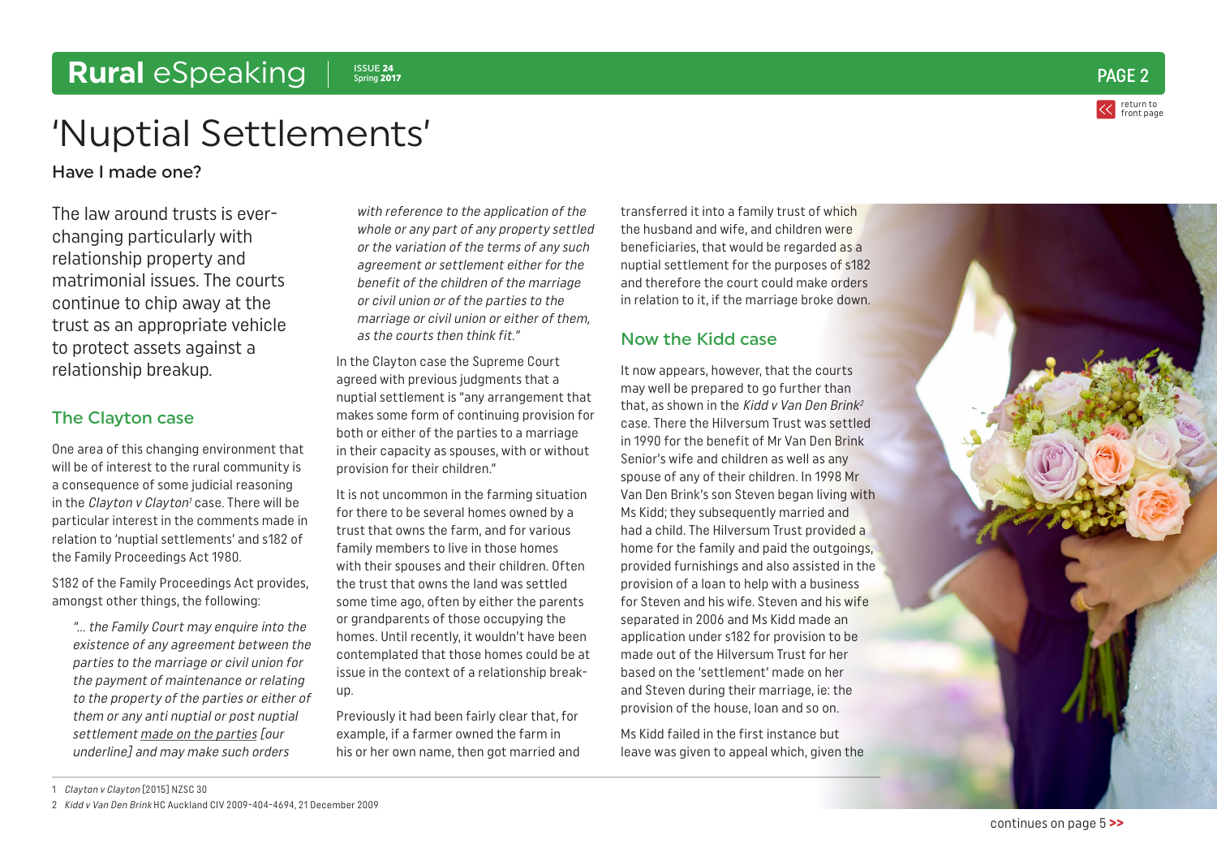# 'Nuptial Settlements'

## Have I made one?

The law around trusts is ever-changing particularly with relationship property and matrimonial issues. The courts continue to chip away at the trust as an appropriate vehicle to protect assets against a relationship breakup.

### The Clayton case

One area of this changing environment that will be of interest to the rural community is a consequence of some judicial reasoning in the *Clayton v Clayton*[1] case. There will be particular interest in the comments made in relation to 'nuptial settlements' and s182 of the Family Proceedings Act 1980.

S182 of the Family Proceedings Act provides, amongst other things, the following:

> *"... the Family Court may enquire into the existence of any agreement between the parties to the marriage or civil union for the payment of maintenance or relating to the property of the parties or either of them or any anti nuptial or post nuptial settlement made on the parties [our underline] and may make such orders with reference to the application of the whole or any part of any property settled or the variation of the terms of any such agreement or settlement either for the benefit of the children of the marriage or civil union or of the parties to the marriage or civil union or either of them, as the courts then think fit."*

In the Clayton case the Supreme Court agreed with previous judgments that a nuptial settlement is "any arrangement that makes some form of continuing provision for both or either of the parties to a marriage in their capacity as spouses, with or without provision for their children."

It is not uncommon in the farming situation for there to be several homes owned by a trust that owns the farm, and for various family members to live in those homes with their spouses and their children. Often the trust that owns the land was settled some time ago, often by either the parents or grandparents of those occupying the homes. Until recently, it wouldn't have been contemplated that those homes could be at issue in the context of a relationship break-up.

Previously it had been fairly clear that, for example, if a farmer owned the farm in his or her own name, then got married and transferred it into a family trust of which the husband and wife, and children were beneficiaries, that would be regarded as a nuptial settlement for the purposes of s182 and therefore the court could make orders in relation to it, if the marriage broke down.

### Now the Kidd case

It now appears, however, that the courts may well be prepared to go further than that, as shown in the *Kidd v Van Den Brink*[2] case. There the Hilversum Trust was settled in 1990 for the benefit of Mr Van Den Brink Senior's wife and children as well as any spouse of any of their children. In 1998 Mr Van Den Brink's son Steven began living with Ms Kidd; they subsequently married and had a child. The Hilversum Trust provided a home for the family and paid the outgoings, provided furnishings and also assisted in the provision of a loan to help with a business for Steven and his wife. Steven and his wife separated in 2006 and Ms Kidd made an application under s182 for provision to be made out of the Hilversum Trust for her based on the 'settlement' made on her and Steven during their marriage, ie: the provision of the house, loan and so on.

Ms Kidd failed in the first instance but leave was given to appeal which, given the

continues on page 5 >>

---

1 *Clayton v Clayton* [2015] NZSC 30

2 *Kidd v Van Den Brink* HC Auckland CIV 2009-404-4694, 21 December 2009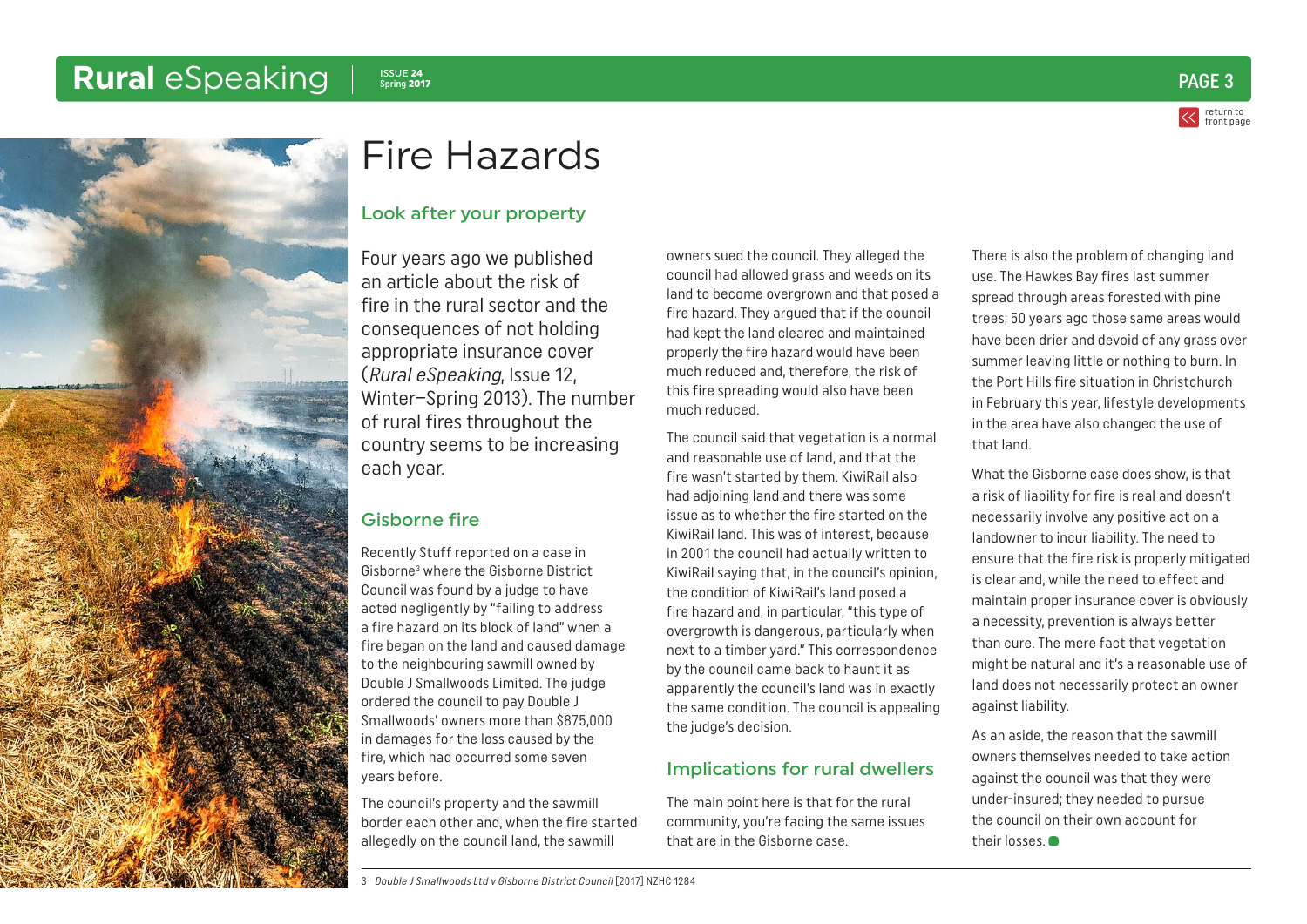# Fire Hazards

## Look after your property

Four years ago we published an article about the risk of fire in the rural sector and the consequences of not holding appropriate insurance cover (*Rural eSpeaking*, Issue 12, Winter–Spring 2013). The number of rural fires throughout the country seems to be increasing each year.

## Gisborne fire

Recently Stuff reported on a case in Gisborne[3] where the Gisborne District Council was found by a judge to have acted negligently by "failing to address a fire hazard on its block of land" when a fire began on the land and caused damage to the neighbouring sawmill owned by Double J Smallwoods Limited. The judge ordered the council to pay Double J Smallwoods' owners more than $875,000 in damages for the loss caused by the fire, which had occurred some seven years before.

The council's property and the sawmill border each other and, when the fire started allegedly on the council land, the sawmill owners sued the council. They alleged the council had allowed grass and weeds on its land to become overgrown and that posed a fire hazard. They argued that if the council had kept the land cleared and maintained properly the fire hazard would have been much reduced and, therefore, the risk of this fire spreading would also have been much reduced.

The council said that vegetation is a normal and reasonable use of land, and that the fire wasn't started by them. KiwiRail also had adjoining land and there was some issue as to whether the fire started on the KiwiRail land. This was of interest, because in 2001 the council had actually written to KiwiRail saying that, in the council's opinion, the condition of KiwiRail's land posed a fire hazard and, in particular, "this type of overgrowth is dangerous, particularly when next to a timber yard." This correspondence by the council came back to haunt it as apparently the council's land was in exactly the same condition. The council is appealing the judge's decision.

## Implications for rural dwellers

The main point here is that for the rural community, you're facing the same issues that are in the Gisborne case.

There is also the problem of changing land use. The Hawkes Bay fires last summer spread through areas forested with pine trees; 50 years ago those same areas would have been drier and devoid of any grass over summer leaving little or nothing to burn. In the Port Hills fire situation in Christchurch in February this year, lifestyle developments in the area have also changed the use of that land.

What the Gisborne case does show, is that a risk of liability for fire is real and doesn't necessarily involve any positive act on a landowner to incur liability. The need to ensure that the fire risk is properly mitigated is clear and, while the need to effect and maintain proper insurance cover is obviously a necessity, prevention is always better than cure. The mere fact that vegetation might be natural and it's a reasonable use of land does not necessarily protect an owner against liability.

As an aside, the reason that the sawmill owners themselves needed to take action against the council was that they were under-insured; they needed to pursue the council on their own account for their losses.

---

3 *Double J Smallwoods Ltd v Gisborne District Council* [2017] NZHC 1284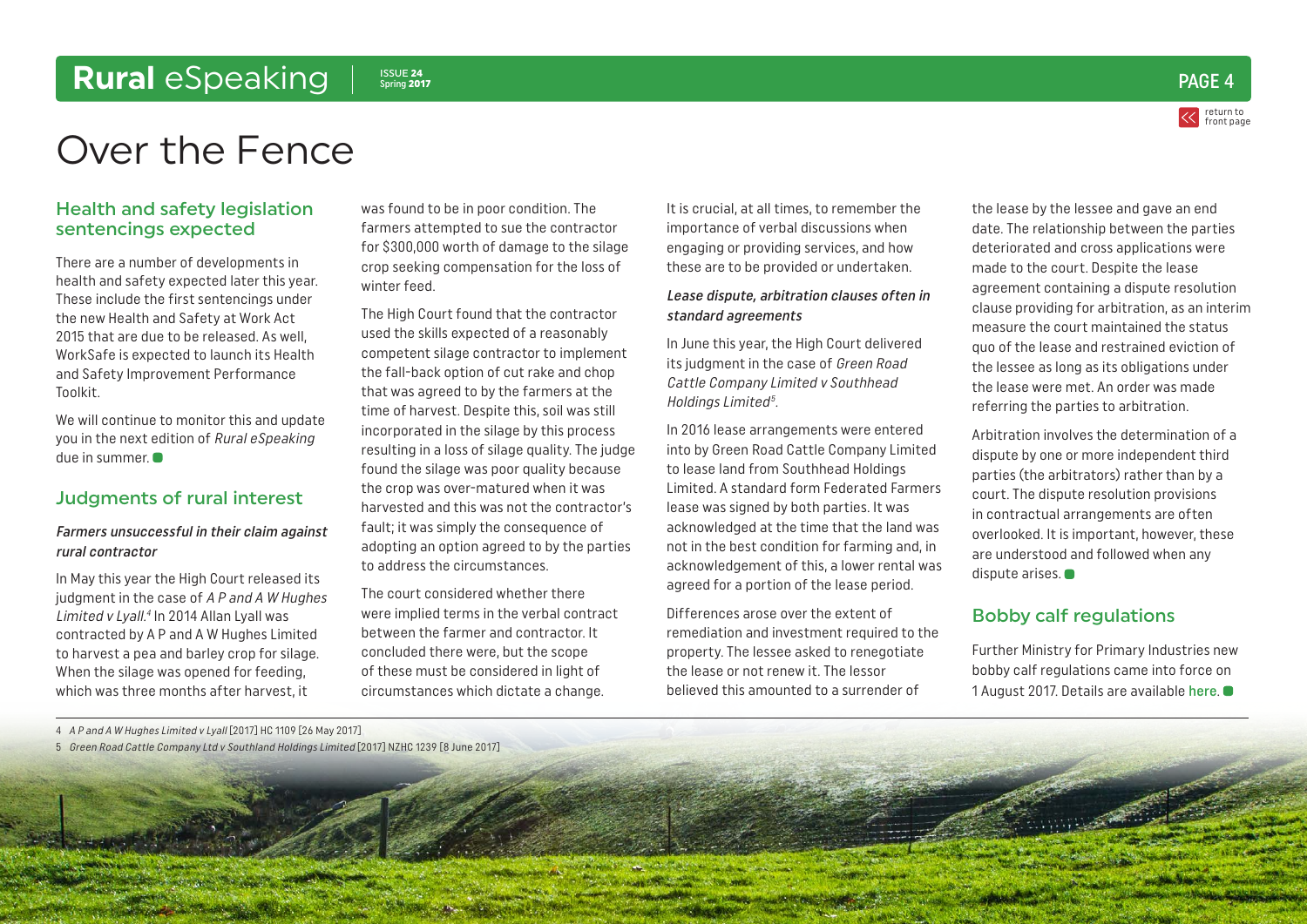# Over the Fence

## Health and safety legislation sentencings expected

There are a number of developments in health and safety expected later this year. These include the first sentencings under the new Health and Safety at Work Act 2015 that are due to be released. As well, WorkSafe is expected to launch its Health and Safety Improvement Performance Toolkit.

We will continue to monitor this and update you in the next edition of *Rural eSpeaking* due in summer.

## Judgments of rural interest

### *Farmers unsuccessful in their claim against rural contractor*

In May this year the High Court released its judgment in the case of *A P and A W Hughes Limited v Lyall.*[4] In 2014 Allan Lyall was contracted by A P and A W Hughes Limited to harvest a pea and barley crop for silage. When the silage was opened for feeding, which was three months after harvest, it was found to be in poor condition. The farmers attempted to sue the contractor for $300,000 worth of damage to the silage crop seeking compensation for the loss of winter feed.

The High Court found that the contractor used the skills expected of a reasonably competent silage contractor to implement the fall-back option of cut rake and chop that was agreed to by the farmers at the time of harvest. Despite this, soil was still incorporated in the silage by this process resulting in a loss of silage quality. The judge found the silage was poor quality because the crop was over-matured when it was harvested and this was not the contractor's fault; it was simply the consequence of adopting an option agreed to by the parties to address the circumstances.

The court considered whether there were implied terms in the verbal contract between the farmer and contractor. It concluded there were, but the scope of these must be considered in light of circumstances which dictate a change.

It is crucial, at all times, to remember the importance of verbal discussions when engaging or providing services, and how these are to be provided or undertaken.

### *Lease dispute, arbitration clauses often in standard agreements*

In June this year, the High Court delivered its judgment in the case of *Green Road Cattle Company Limited v Southhead Holdings Limited*[5].

In 2016 lease arrangements were entered into by Green Road Cattle Company Limited to lease land from Southhead Holdings Limited. A standard form Federated Farmers lease was signed by both parties. It was acknowledged at the time that the land was not in the best condition for farming and, in acknowledgement of this, a lower rental was agreed for a portion of the lease period.

Differences arose over the extent of remediation and investment required to the property. The lessee asked to renegotiate the lease or not renew it. The lessor believed this amounted to a surrender of the lease by the lessee and gave an end date. The relationship between the parties deteriorated and cross applications were made to the court. Despite the lease agreement containing a dispute resolution clause providing for arbitration, as an interim measure the court maintained the status quo of the lease and restrained eviction of the lessee as long as its obligations under the lease were met. An order was made referring the parties to arbitration.

Arbitration involves the determination of a dispute by one or more independent third parties (the arbitrators) rather than by a court. The dispute resolution provisions in contractual arrangements are often overlooked. It is important, however, these are understood and followed when any dispute arises.

## Bobby calf regulations

Further Ministry for Primary Industries new bobby calf regulations came into force on 1 August 2017. Details are available here.

---

4 *A P and A W Hughes Limited v Lyall* [2017] HC 1109 [26 May 2017]

5 *Green Road Cattle Company Ltd v Southland Holdings Limited* [2017] NZHC 1239 [8 June 2017]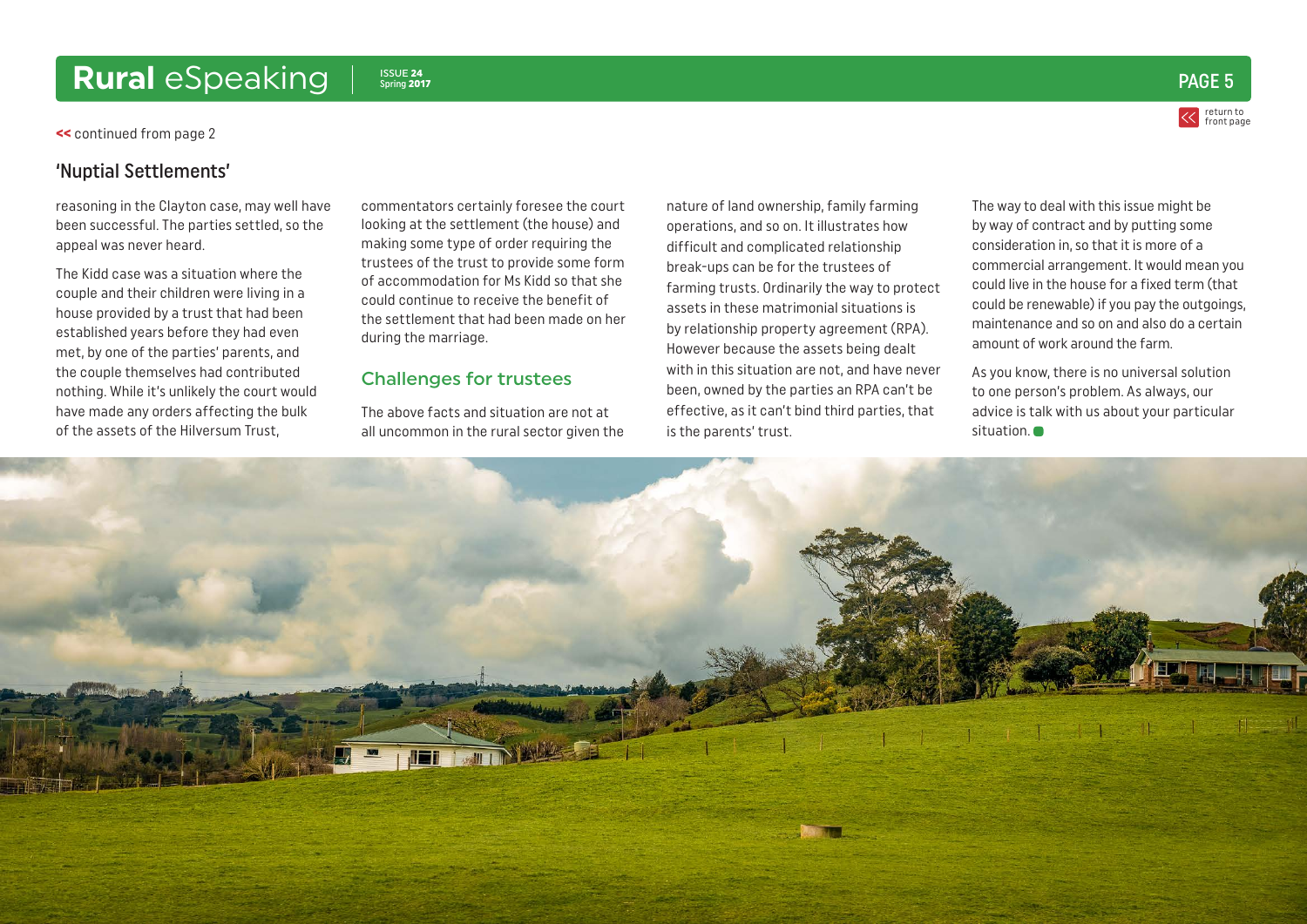<< continued from page 2

## 'Nuptial Settlements'

reasoning in the Clayton case, may well have been successful. The parties settled, so the appeal was never heard.

The Kidd case was a situation where the couple and their children were living in a house provided by a trust that had been established years before they had even met, by one of the parties' parents, and the couple themselves had contributed nothing. While it's unlikely the court would have made any orders affecting the bulk of the assets of the Hilversum Trust, commentators certainly foresee the court looking at the settlement (the house) and making some type of order requiring the trustees of the trust to provide some form of accommodation for Ms Kidd so that she could continue to receive the benefit of the settlement that had been made on her during the marriage.

### Challenges for trustees

The above facts and situation are not at all uncommon in the rural sector given the nature of land ownership, family farming operations, and so on. It illustrates how difficult and complicated relationship break-ups can be for the trustees of farming trusts. Ordinarily the way to protect assets in these matrimonial situations is by relationship property agreement (RPA). However because the assets being dealt with in this situation are not, and have never been, owned by the parties an RPA can't be effective, as it can't bind third parties, that is the parents' trust.

The way to deal with this issue might be by way of contract and by putting some consideration in, so that it is more of a commercial arrangement. It would mean you could live in the house for a fixed term (that could be renewable) if you pay the outgoings, maintenance and so on and also do a certain amount of work around the farm.

As you know, there is no universal solution to one person's problem. As always, our advice is talk with us about your particular situation.